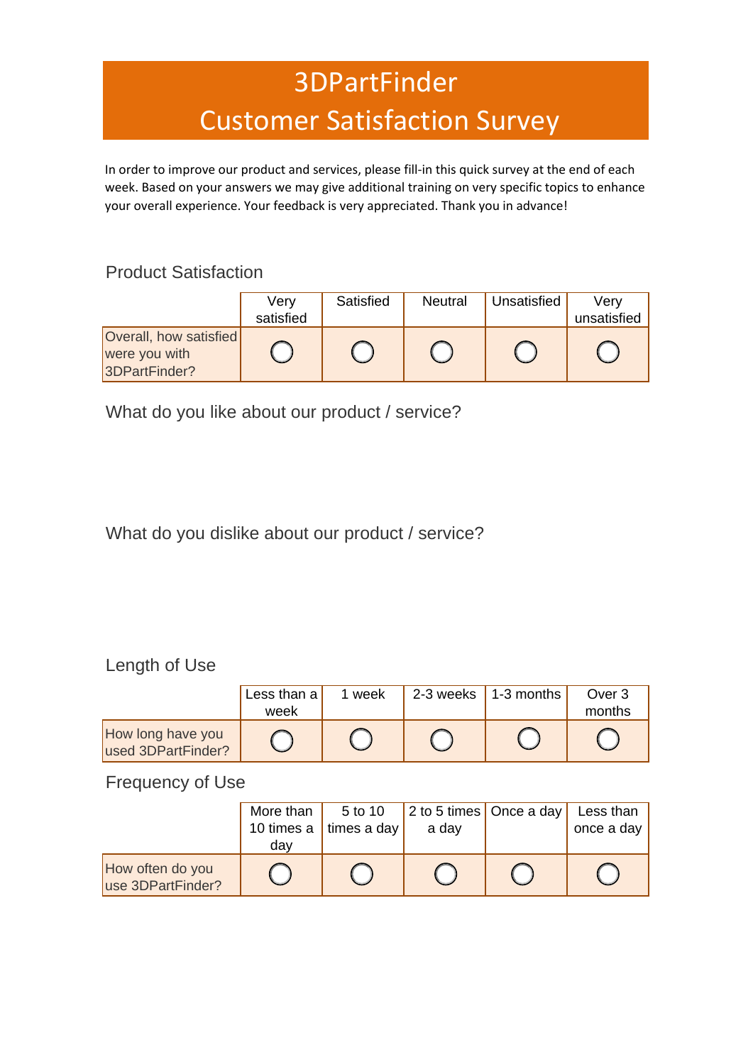# 3DPartFinder Customer Satisfaction Survey

In order to improve our product and services, please fill-in this quick survey at the end of each week. Based on your answers we may give additional training on very specific topics to enhance your overall experience. Your feedback is very appreciated. Thank you in advance!

## Product Satisfaction

| | Very satisfied | Satisfied | Neutral | Unsatisfied | Very unsatisfied |
|---|---|---|---|---|---|
| Overall, how satisfied were you with 3DPartFinder? | ◯ | ◯ | ◯ | ◯ | ◯ |

## What do you like about our product / service?

## What do you dislike about our product / service?

## Length of Use

| | Less than a week | 1 week | 2-3 weeks | 1-3 months | Over 3 months |
|---|---|---|---|---|---|
| How long have you used 3DPartFinder? | ◯ | ◯ | ◯ | ◯ | ◯ |

## Frequency of Use

| | More than 10 times a day | 5 to 10 times a day | 2 to 5 times a day | Once a day | Less than once a day |
|---|---|---|---|---|---|
| How often do you use 3DPartFinder? | ◯ | ◯ | ◯ | ◯ | ◯ |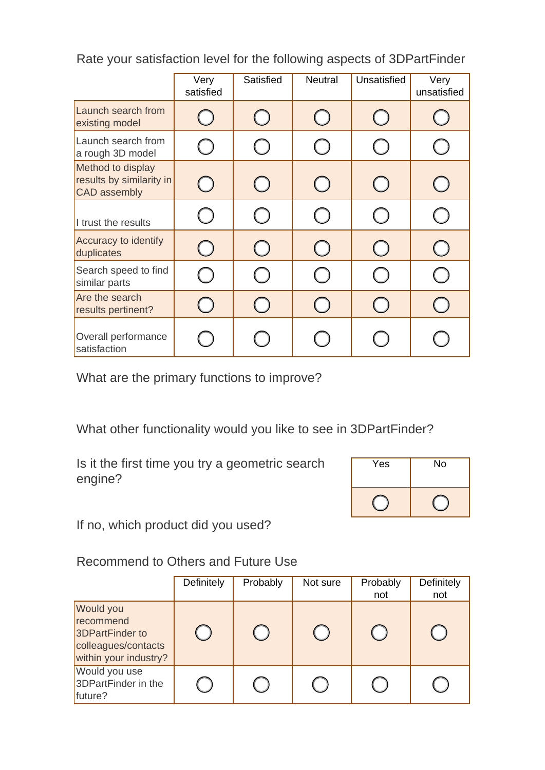Rate your satisfaction level for the following aspects of 3DPartFinder

| | Very satisfied | Satisfied | Neutral | Unsatisfied | Very unsatisfied |
|---|---|---|---|---|---|
| Launch search from existing model | ○ | ○ | ○ | ○ | ○ |
| Launch search from a rough 3D model | ○ | ○ | ○ | ○ | ○ |
| Method to display results by similarity in CAD assembly | ○ | ○ | ○ | ○ | ○ |
| I trust the results | ○ | ○ | ○ | ○ | ○ |
| Accuracy to identify duplicates | ○ | ○ | ○ | ○ | ○ |
| Search speed to find similar parts | ○ | ○ | ○ | ○ | ○ |
| Are the search results pertinent? | ○ | ○ | ○ | ○ | ○ |
| Overall performance satisfaction | ○ | ○ | ○ | ○ | ○ |

What are the primary functions to improve?

What other functionality would you like to see in 3DPartFinder?

Is it the first time you try a geometric search engine?

| Yes | No |
|---|---|
| ○ | ○ |

If no, which product did you used?

Recommend to Others and Future Use

| | Definitely | Probably | Not sure | Probably not | Definitely not |
|---|---|---|---|---|---|
| Would you recommend 3DPartFinder to colleagues/contacts within your industry? | ○ | ○ | ○ | ○ | ○ |
| Would you use 3DPartFinder in the future? | ○ | ○ | ○ | ○ | ○ |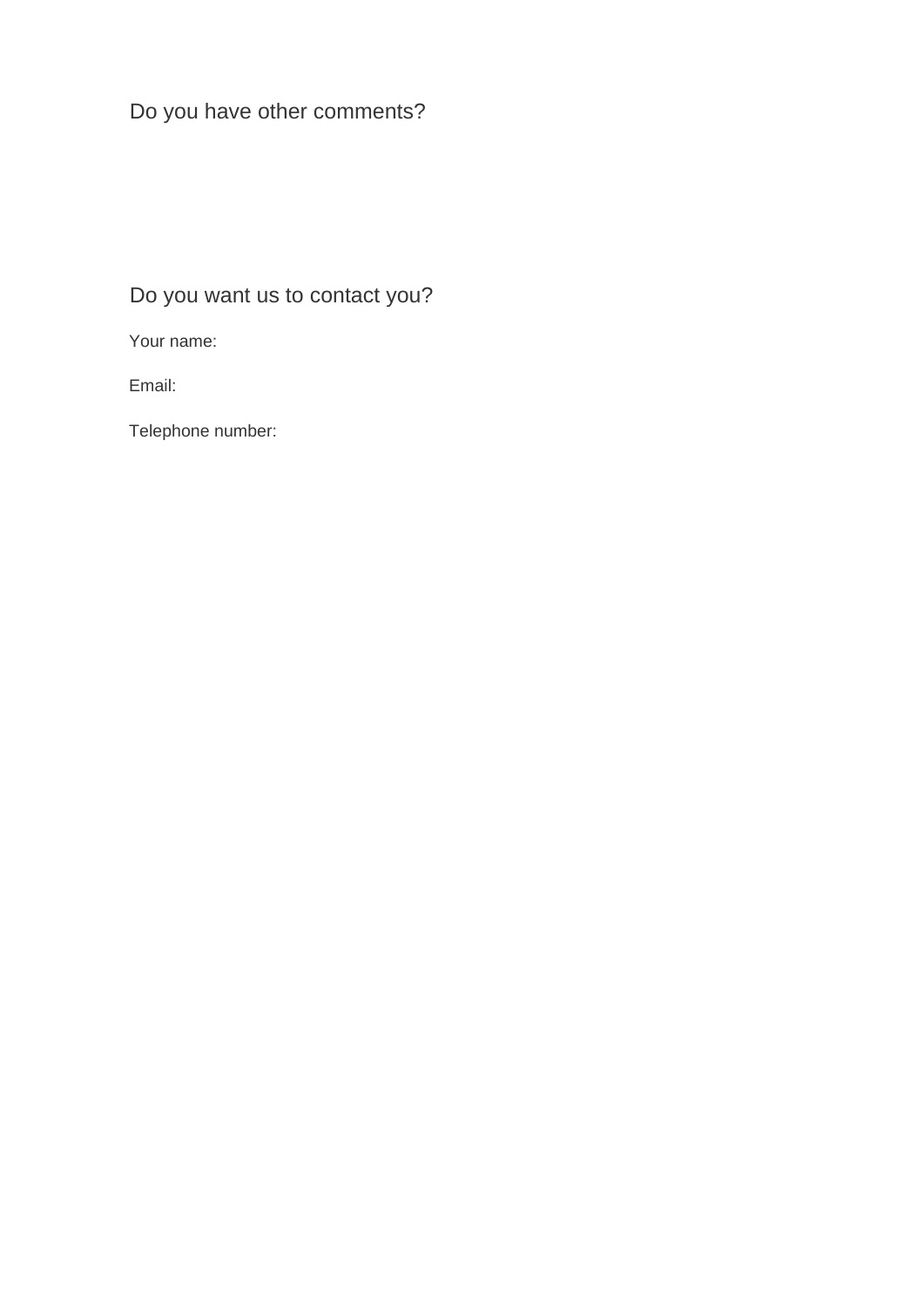## Do you have other comments?

## Do you want us to contact you?

Your name:

Email:

Telephone number: